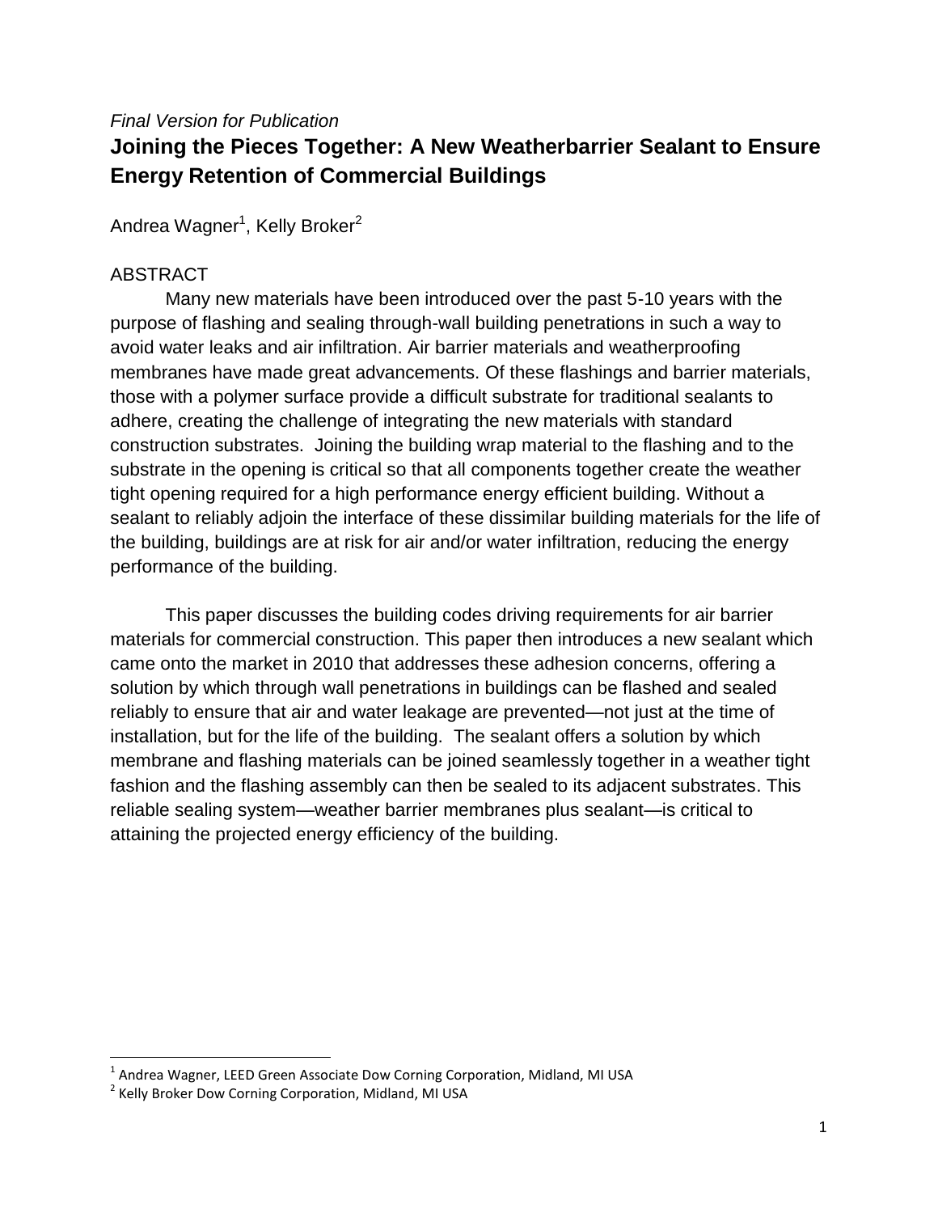*Final Version for Publication*

# Joining the Pieces Together: A New Weatherbarrier Sealant to Ensure Energy Retention of Commercial Buildings

Andrea Wagner[1], Kelly Broker[2]

## ABSTRACT

Many new materials have been introduced over the past 5-10 years with the purpose of flashing and sealing through-wall building penetrations in such a way to avoid water leaks and air infiltration. Air barrier materials and weatherproofing membranes have made great advancements. Of these flashings and barrier materials, those with a polymer surface provide a difficult substrate for traditional sealants to adhere, creating the challenge of integrating the new materials with standard construction substrates. Joining the building wrap material to the flashing and to the substrate in the opening is critical so that all components together create the weather tight opening required for a high performance energy efficient building. Without a sealant to reliably adjoin the interface of these dissimilar building materials for the life of the building, buildings are at risk for air and/or water infiltration, reducing the energy performance of the building.

This paper discusses the building codes driving requirements for air barrier materials for commercial construction. This paper then introduces a new sealant which came onto the market in 2010 that addresses these adhesion concerns, offering a solution by which through wall penetrations in buildings can be flashed and sealed reliably to ensure that air and water leakage are prevented—not just at the time of installation, but for the life of the building. The sealant offers a solution by which membrane and flashing materials can be joined seamlessly together in a weather tight fashion and the flashing assembly can then be sealed to its adjacent substrates. This reliable sealing system—weather barrier membranes plus sealant—is critical to attaining the projected energy efficiency of the building.

---

[1] Andrea Wagner, LEED Green Associate Dow Corning Corporation, Midland, MI USA

[2] Kelly Broker Dow Corning Corporation, Midland, MI USA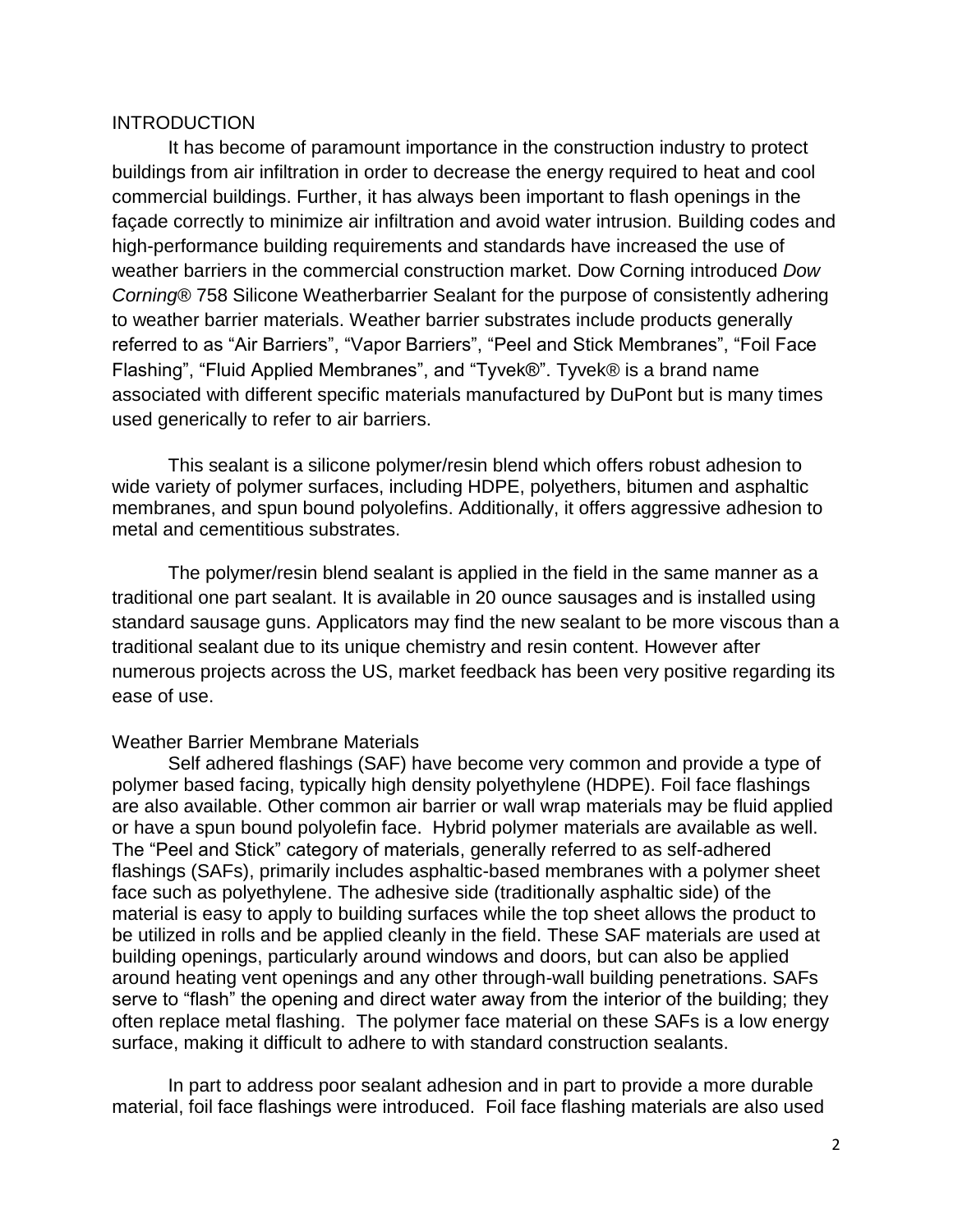## INTRODUCTION

It has become of paramount importance in the construction industry to protect buildings from air infiltration in order to decrease the energy required to heat and cool commercial buildings. Further, it has always been important to flash openings in the façade correctly to minimize air infiltration and avoid water intrusion. Building codes and high-performance building requirements and standards have increased the use of weather barriers in the commercial construction market. Dow Corning introduced *Dow Corning®* 758 Silicone Weatherbarrier Sealant for the purpose of consistently adhering to weather barrier materials. Weather barrier substrates include products generally referred to as "Air Barriers", "Vapor Barriers", "Peel and Stick Membranes", "Foil Face Flashing", "Fluid Applied Membranes", and "Tyvek®". Tyvek® is a brand name associated with different specific materials manufactured by DuPont but is many times used generically to refer to air barriers.

This sealant is a silicone polymer/resin blend which offers robust adhesion to wide variety of polymer surfaces, including HDPE, polyethers, bitumen and asphaltic membranes, and spun bound polyolefins. Additionally, it offers aggressive adhesion to metal and cementitious substrates.

The polymer/resin blend sealant is applied in the field in the same manner as a traditional one part sealant. It is available in 20 ounce sausages and is installed using standard sausage guns. Applicators may find the new sealant to be more viscous than a traditional sealant due to its unique chemistry and resin content. However after numerous projects across the US, market feedback has been very positive regarding its ease of use.

### Weather Barrier Membrane Materials

Self adhered flashings (SAF) have become very common and provide a type of polymer based facing, typically high density polyethylene (HDPE). Foil face flashings are also available. Other common air barrier or wall wrap materials may be fluid applied or have a spun bound polyolefin face. Hybrid polymer materials are available as well. The "Peel and Stick" category of materials, generally referred to as self-adhered flashings (SAFs), primarily includes asphaltic-based membranes with a polymer sheet face such as polyethylene. The adhesive side (traditionally asphaltic side) of the material is easy to apply to building surfaces while the top sheet allows the product to be utilized in rolls and be applied cleanly in the field. These SAF materials are used at building openings, particularly around windows and doors, but can also be applied around heating vent openings and any other through-wall building penetrations. SAFs serve to "flash" the opening and direct water away from the interior of the building; they often replace metal flashing. The polymer face material on these SAFs is a low energy surface, making it difficult to adhere to with standard construction sealants.

In part to address poor sealant adhesion and in part to provide a more durable material, foil face flashings were introduced. Foil face flashing materials are also used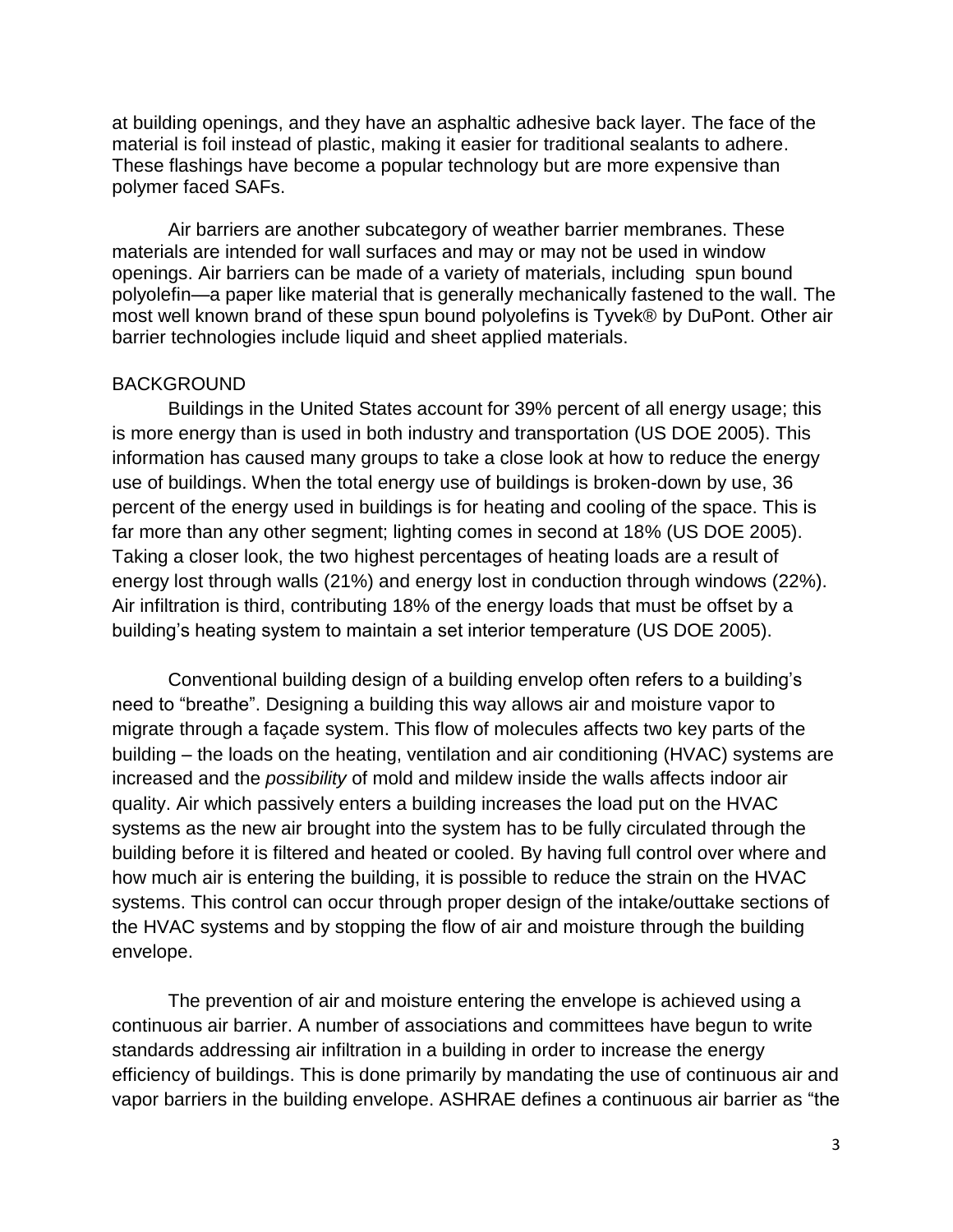at building openings, and they have an asphaltic adhesive back layer. The face of the material is foil instead of plastic, making it easier for traditional sealants to adhere. These flashings have become a popular technology but are more expensive than polymer faced SAFs.

Air barriers are another subcategory of weather barrier membranes. These materials are intended for wall surfaces and may or may not be used in window openings. Air barriers can be made of a variety of materials, including spun bound polyolefin—a paper like material that is generally mechanically fastened to the wall. The most well known brand of these spun bound polyolefins is Tyvek® by DuPont. Other air barrier technologies include liquid and sheet applied materials.

## BACKGROUND

Buildings in the United States account for 39% percent of all energy usage; this is more energy than is used in both industry and transportation (US DOE 2005). This information has caused many groups to take a close look at how to reduce the energy use of buildings. When the total energy use of buildings is broken-down by use, 36 percent of the energy used in buildings is for heating and cooling of the space. This is far more than any other segment; lighting comes in second at 18% (US DOE 2005). Taking a closer look, the two highest percentages of heating loads are a result of energy lost through walls (21%) and energy lost in conduction through windows (22%). Air infiltration is third, contributing 18% of the energy loads that must be offset by a building's heating system to maintain a set interior temperature (US DOE 2005).

Conventional building design of a building envelop often refers to a building's need to "breathe". Designing a building this way allows air and moisture vapor to migrate through a façade system. This flow of molecules affects two key parts of the building – the loads on the heating, ventilation and air conditioning (HVAC) systems are increased and the *possibility* of mold and mildew inside the walls affects indoor air quality. Air which passively enters a building increases the load put on the HVAC systems as the new air brought into the system has to be fully circulated through the building before it is filtered and heated or cooled. By having full control over where and how much air is entering the building, it is possible to reduce the strain on the HVAC systems. This control can occur through proper design of the intake/outtake sections of the HVAC systems and by stopping the flow of air and moisture through the building envelope.

The prevention of air and moisture entering the envelope is achieved using a continuous air barrier. A number of associations and committees have begun to write standards addressing air infiltration in a building in order to increase the energy efficiency of buildings. This is done primarily by mandating the use of continuous air and vapor barriers in the building envelope. ASHRAE defines a continuous air barrier as "the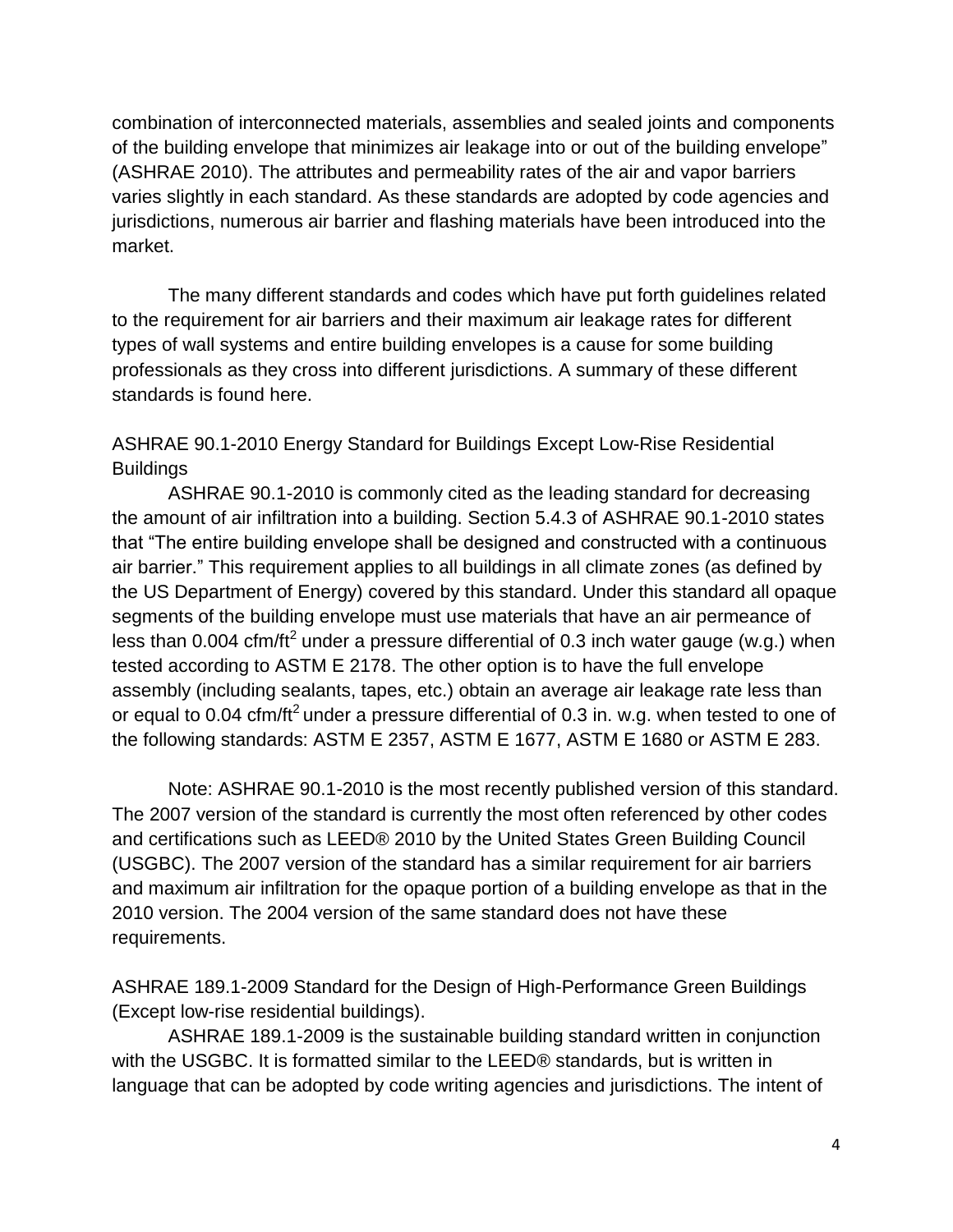combination of interconnected materials, assemblies and sealed joints and components of the building envelope that minimizes air leakage into or out of the building envelope" (ASHRAE 2010). The attributes and permeability rates of the air and vapor barriers varies slightly in each standard. As these standards are adopted by code agencies and jurisdictions, numerous air barrier and flashing materials have been introduced into the market.

The many different standards and codes which have put forth guidelines related to the requirement for air barriers and their maximum air leakage rates for different types of wall systems and entire building envelopes is a cause for some building professionals as they cross into different jurisdictions. A summary of these different standards is found here.

## ASHRAE 90.1-2010 Energy Standard for Buildings Except Low-Rise Residential Buildings

ASHRAE 90.1-2010 is commonly cited as the leading standard for decreasing the amount of air infiltration into a building. Section 5.4.3 of ASHRAE 90.1-2010 states that "The entire building envelope shall be designed and constructed with a continuous air barrier." This requirement applies to all buildings in all climate zones (as defined by the US Department of Energy) covered by this standard. Under this standard all opaque segments of the building envelope must use materials that have an air permeance of less than 0.004 cfm/ft$^2$ under a pressure differential of 0.3 inch water gauge (w.g.) when tested according to ASTM E 2178. The other option is to have the full envelope assembly (including sealants, tapes, etc.) obtain an average air leakage rate less than or equal to 0.04 cfm/ft$^2$ under a pressure differential of 0.3 in. w.g. when tested to one of the following standards: ASTM E 2357, ASTM E 1677, ASTM E 1680 or ASTM E 283.

Note: ASHRAE 90.1-2010 is the most recently published version of this standard. The 2007 version of the standard is currently the most often referenced by other codes and certifications such as LEED® 2010 by the United States Green Building Council (USGBC). The 2007 version of the standard has a similar requirement for air barriers and maximum air infiltration for the opaque portion of a building envelope as that in the 2010 version. The 2004 version of the same standard does not have these requirements.

## ASHRAE 189.1-2009 Standard for the Design of High-Performance Green Buildings (Except low-rise residential buildings).

ASHRAE 189.1-2009 is the sustainable building standard written in conjunction with the USGBC. It is formatted similar to the LEED® standards, but is written in language that can be adopted by code writing agencies and jurisdictions. The intent of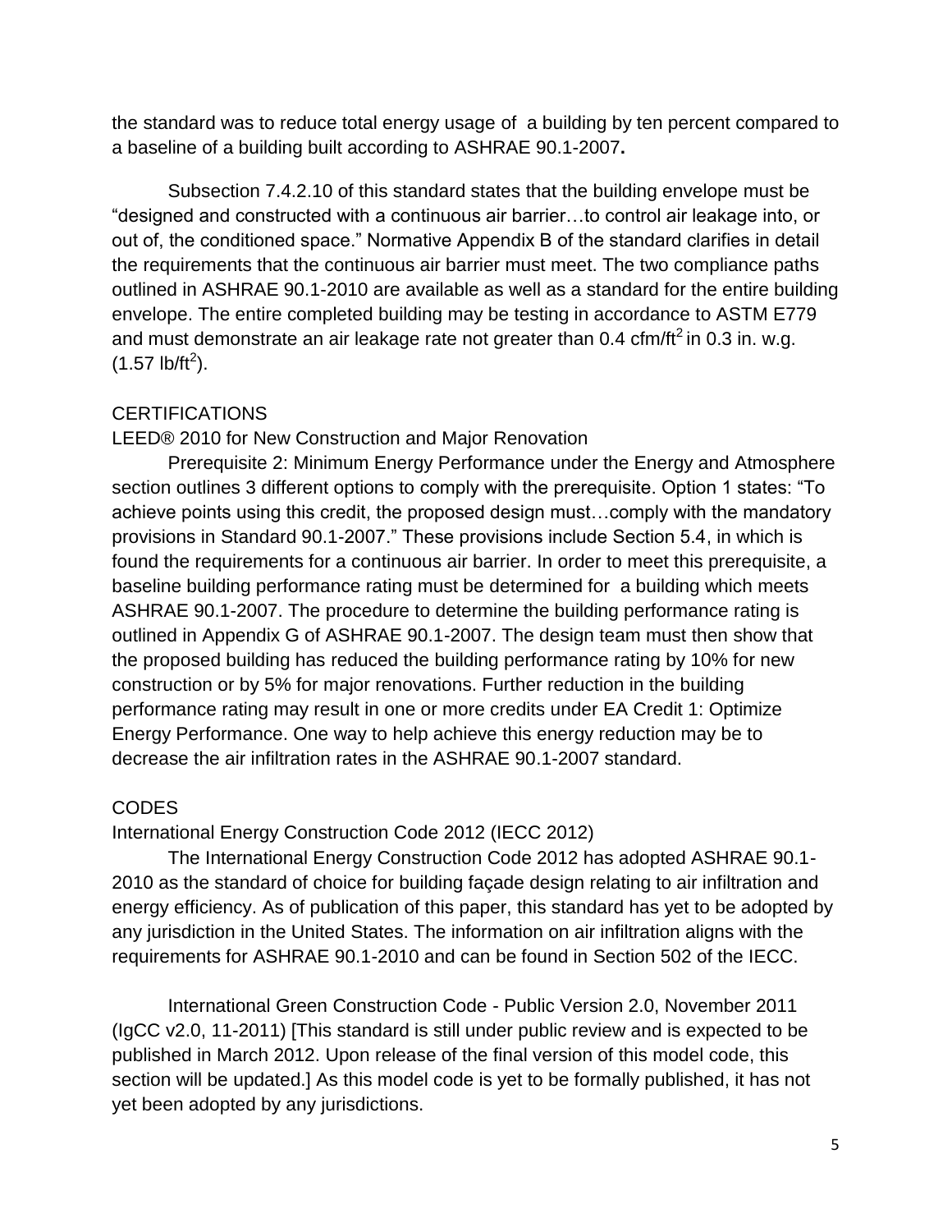the standard was to reduce total energy usage of a building by ten percent compared to a baseline of a building built according to ASHRAE 90.1-2007**.**

Subsection 7.4.2.10 of this standard states that the building envelope must be "designed and constructed with a continuous air barrier…to control air leakage into, or out of, the conditioned space." Normative Appendix B of the standard clarifies in detail the requirements that the continuous air barrier must meet. The two compliance paths outlined in ASHRAE 90.1-2010 are available as well as a standard for the entire building envelope. The entire completed building may be testing in accordance to ASTM E779 and must demonstrate an air leakage rate not greater than 0.4 cfm/ft$^2$ in 0.3 in. w.g. (1.57 lb/ft$^2$).

## CERTIFICATIONS

### LEED® 2010 for New Construction and Major Renovation

Prerequisite 2: Minimum Energy Performance under the Energy and Atmosphere section outlines 3 different options to comply with the prerequisite. Option 1 states: "To achieve points using this credit, the proposed design must…comply with the mandatory provisions in Standard 90.1-2007." These provisions include Section 5.4, in which is found the requirements for a continuous air barrier. In order to meet this prerequisite, a baseline building performance rating must be determined for a building which meets ASHRAE 90.1-2007. The procedure to determine the building performance rating is outlined in Appendix G of ASHRAE 90.1-2007. The design team must then show that the proposed building has reduced the building performance rating by 10% for new construction or by 5% for major renovations. Further reduction in the building performance rating may result in one or more credits under EA Credit 1: Optimize Energy Performance. One way to help achieve this energy reduction may be to decrease the air infiltration rates in the ASHRAE 90.1-2007 standard.

## CODES

### International Energy Construction Code 2012 (IECC 2012)

The International Energy Construction Code 2012 has adopted ASHRAE 90.1-2010 as the standard of choice for building façade design relating to air infiltration and energy efficiency. As of publication of this paper, this standard has yet to be adopted by any jurisdiction in the United States. The information on air infiltration aligns with the requirements for ASHRAE 90.1-2010 and can be found in Section 502 of the IECC.

International Green Construction Code - Public Version 2.0, November 2011 (IgCC v2.0, 11-2011) [This standard is still under public review and is expected to be published in March 2012. Upon release of the final version of this model code, this section will be updated.] As this model code is yet to be formally published, it has not yet been adopted by any jurisdictions.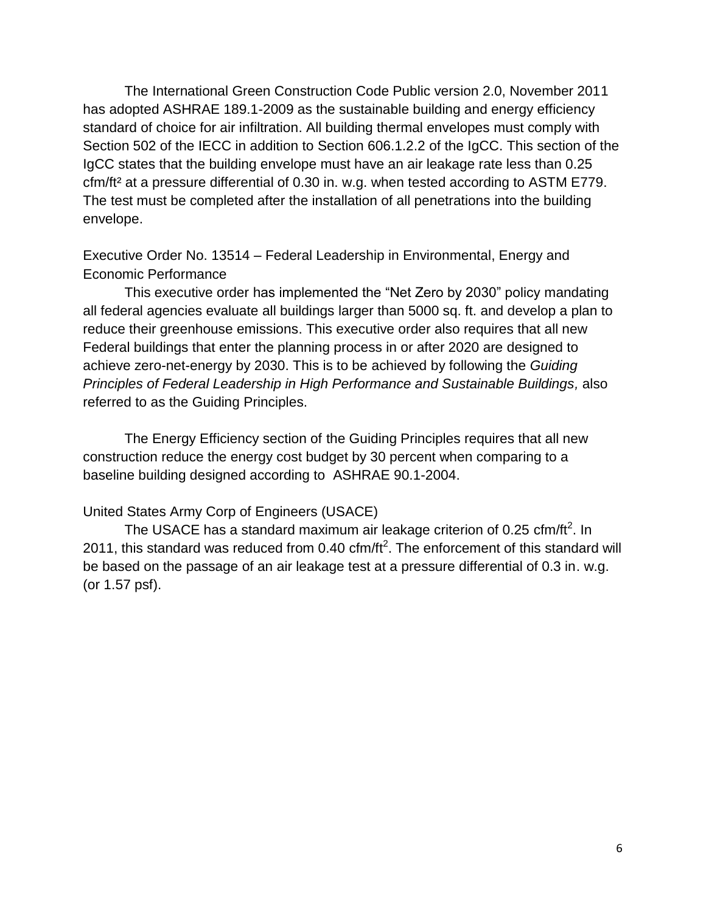The International Green Construction Code Public version 2.0, November 2011 has adopted ASHRAE 189.1-2009 as the sustainable building and energy efficiency standard of choice for air infiltration. All building thermal envelopes must comply with Section 502 of the IECC in addition to Section 606.1.2.2 of the IgCC. This section of the IgCC states that the building envelope must have an air leakage rate less than 0.25 cfm/ft² at a pressure differential of 0.30 in. w.g. when tested according to ASTM E779. The test must be completed after the installation of all penetrations into the building envelope.

Executive Order No. 13514 – Federal Leadership in Environmental, Energy and Economic Performance

This executive order has implemented the "Net Zero by 2030" policy mandating all federal agencies evaluate all buildings larger than 5000 sq. ft. and develop a plan to reduce their greenhouse emissions. This executive order also requires that all new Federal buildings that enter the planning process in or after 2020 are designed to achieve zero-net-energy by 2030. This is to be achieved by following the *Guiding Principles of Federal Leadership in High Performance and Sustainable Buildings,* also referred to as the Guiding Principles.

The Energy Efficiency section of the Guiding Principles requires that all new construction reduce the energy cost budget by 30 percent when comparing to a baseline building designed according to ASHRAE 90.1-2004.

United States Army Corp of Engineers (USACE)

The USACE has a standard maximum air leakage criterion of 0.25 cfm/ft$^2$. In 2011, this standard was reduced from 0.40 cfm/ft$^2$. The enforcement of this standard will be based on the passage of an air leakage test at a pressure differential of 0.3 in. w.g. (or 1.57 psf).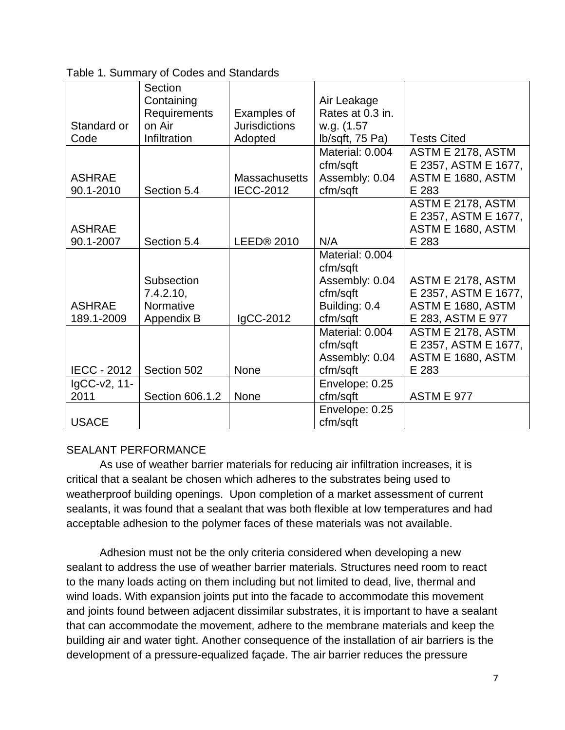Table 1. Summary of Codes and Standards

| Standard or Code | Section Containing Requirements on Air Infiltration | Examples of Jurisdictions Adopted | Air Leakage Rates at 0.3 in. w.g. (1.57 lb/sqft, 75 Pa) | Tests Cited |
|---|---|---|---|---|
| ASHRAE 90.1-2010 | Section 5.4 | Massachusetts IECC-2012 | Material: 0.004 cfm/sqft Assembly: 0.04 cfm/sqft | ASTM E 2178, ASTM E 2357, ASTM E 1677, ASTM E 1680, ASTM E 283 |
| ASHRAE 90.1-2007 | Section 5.4 | LEED® 2010 | N/A | ASTM E 2178, ASTM E 2357, ASTM E 1677, ASTM E 1680, ASTM E 283 |
| ASHRAE 189.1-2009 | Subsection 7.4.2.10, Normative Appendix B | IgCC-2012 | Material: 0.004 cfm/sqft Assembly: 0.04 cfm/sqft Building: 0.4 cfm/sqft | ASTM E 2178, ASTM E 2357, ASTM E 1677, ASTM E 1680, ASTM E 283, ASTM E 977 |
| IECC - 2012 | Section 502 | None | Material: 0.004 cfm/sqft Assembly: 0.04 cfm/sqft | ASTM E 2178, ASTM E 2357, ASTM E 1677, ASTM E 1680, ASTM E 283 |
| IgCC-v2, 11-2011 | Section 606.1.2 | None | Envelope: 0.25 cfm/sqft | ASTM E 977 |
| USACE | | | Envelope: 0.25 cfm/sqft | |

SEALANT PERFORMANCE

As use of weather barrier materials for reducing air infiltration increases, it is critical that a sealant be chosen which adheres to the substrates being used to weatherproof building openings. Upon completion of a market assessment of current sealants, it was found that a sealant that was both flexible at low temperatures and had acceptable adhesion to the polymer faces of these materials was not available.

Adhesion must not be the only criteria considered when developing a new sealant to address the use of weather barrier materials. Structures need room to react to the many loads acting on them including but not limited to dead, live, thermal and wind loads. With expansion joints put into the facade to accommodate this movement and joints found between adjacent dissimilar substrates, it is important to have a sealant that can accommodate the movement, adhere to the membrane materials and keep the building air and water tight. Another consequence of the installation of air barriers is the development of a pressure-equalized façade. The air barrier reduces the pressure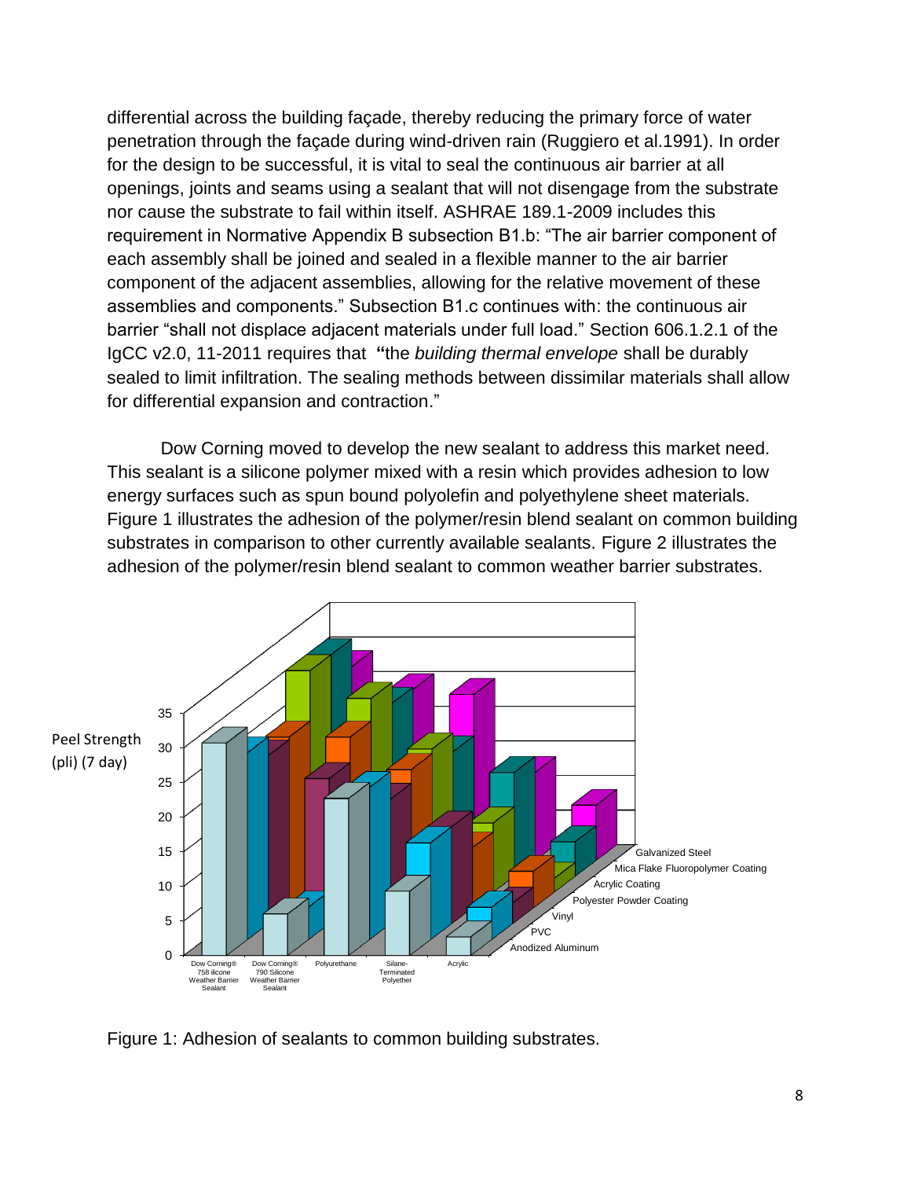differential across the building façade, thereby reducing the primary force of water penetration through the façade during wind-driven rain (Ruggiero et al.1991). In order for the design to be successful, it is vital to seal the continuous air barrier at all openings, joints and seams using a sealant that will not disengage from the substrate nor cause the substrate to fail within itself. ASHRAE 189.1-2009 includes this requirement in Normative Appendix B subsection B1.b: "The air barrier component of each assembly shall be joined and sealed in a flexible manner to the air barrier component of the adjacent assemblies, allowing for the relative movement of these assemblies and components." Subsection B1.c continues with: the continuous air barrier "shall not displace adjacent materials under full load." Section 606.1.2.1 of the IgCC v2.0, 11-2011 requires that **"**the *building thermal envelope* shall be durably sealed to limit infiltration. The sealing methods between dissimilar materials shall allow for differential expansion and contraction."

Dow Corning moved to develop the new sealant to address this market need. This sealant is a silicone polymer mixed with a resin which provides adhesion to low energy surfaces such as spun bound polyolefin and polyethylene sheet materials. Figure 1 illustrates the adhesion of the polymer/resin blend sealant on common building substrates in comparison to other currently available sealants. Figure 2 illustrates the adhesion of the polymer/resin blend sealant to common weather barrier substrates.

Figure 1: Adhesion of sealants to common building substrates.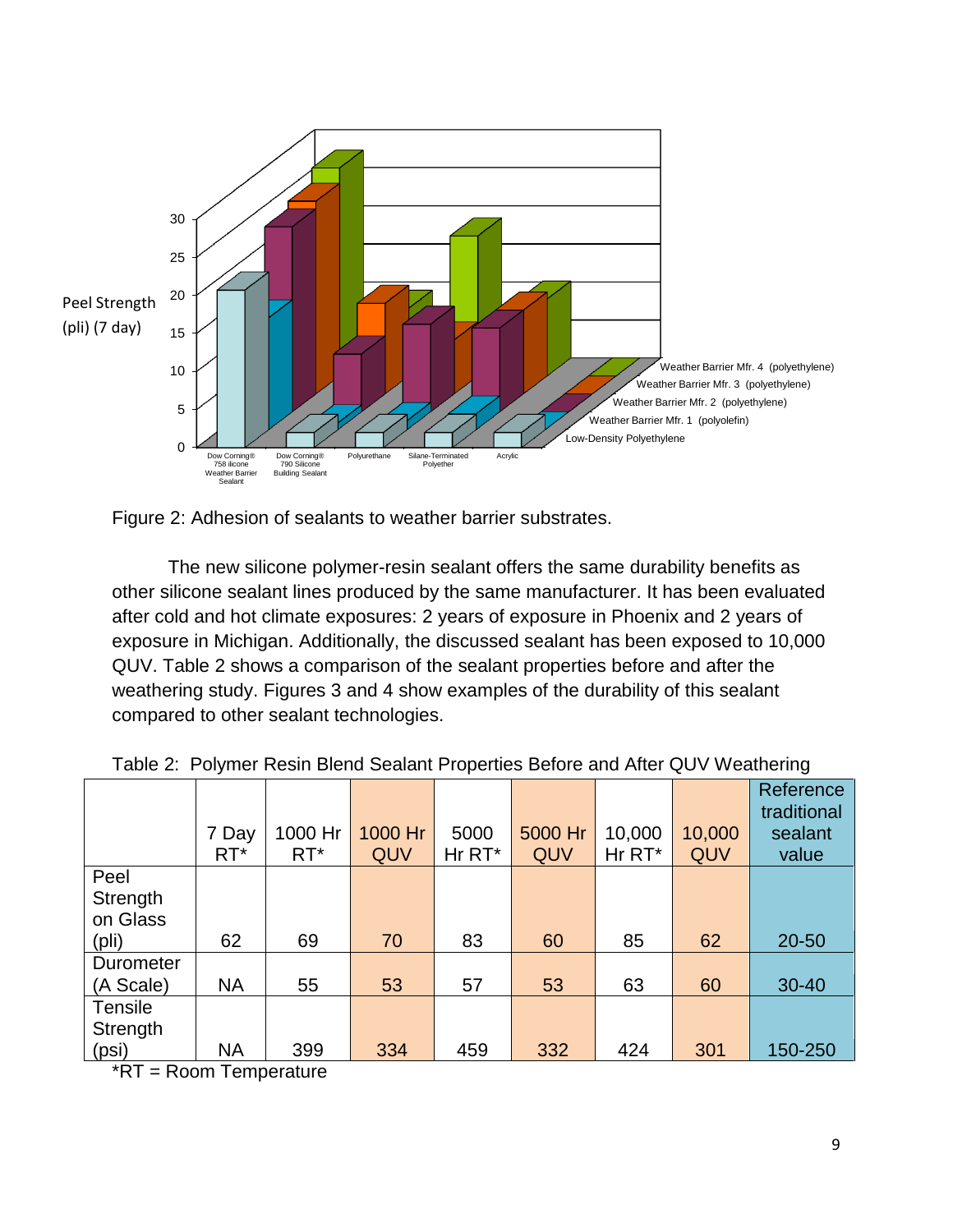Figure 2: Adhesion of sealants to weather barrier substrates.

The new silicone polymer-resin sealant offers the same durability benefits as other silicone sealant lines produced by the same manufacturer. It has been evaluated after cold and hot climate exposures: 2 years of exposure in Phoenix and 2 years of exposure in Michigan. Additionally, the discussed sealant has been exposed to 10,000 QUV. Table 2 shows a comparison of the sealant properties before and after the weathering study. Figures 3 and 4 show examples of the durability of this sealant compared to other sealant technologies.

Table 2: Polymer Resin Blend Sealant Properties Before and After QUV Weathering

| | 7 Day RT* | 1000 Hr RT* | 1000 Hr QUV | 5000 Hr RT* | 5000 Hr QUV | 10,000 Hr RT* | 10,000 QUV | Reference traditional sealant value |
|---|---|---|---|---|---|---|---|---|
| Peel Strength on Glass (pli) | 62 | 69 | 70 | 83 | 60 | 85 | 62 | 20-50 |
| Durometer (A Scale) | NA | 55 | 53 | 57 | 53 | 63 | 60 | 30-40 |
| Tensile Strength (psi) | NA | 399 | 334 | 459 | 332 | 424 | 301 | 150-250 |

*RT = Room Temperature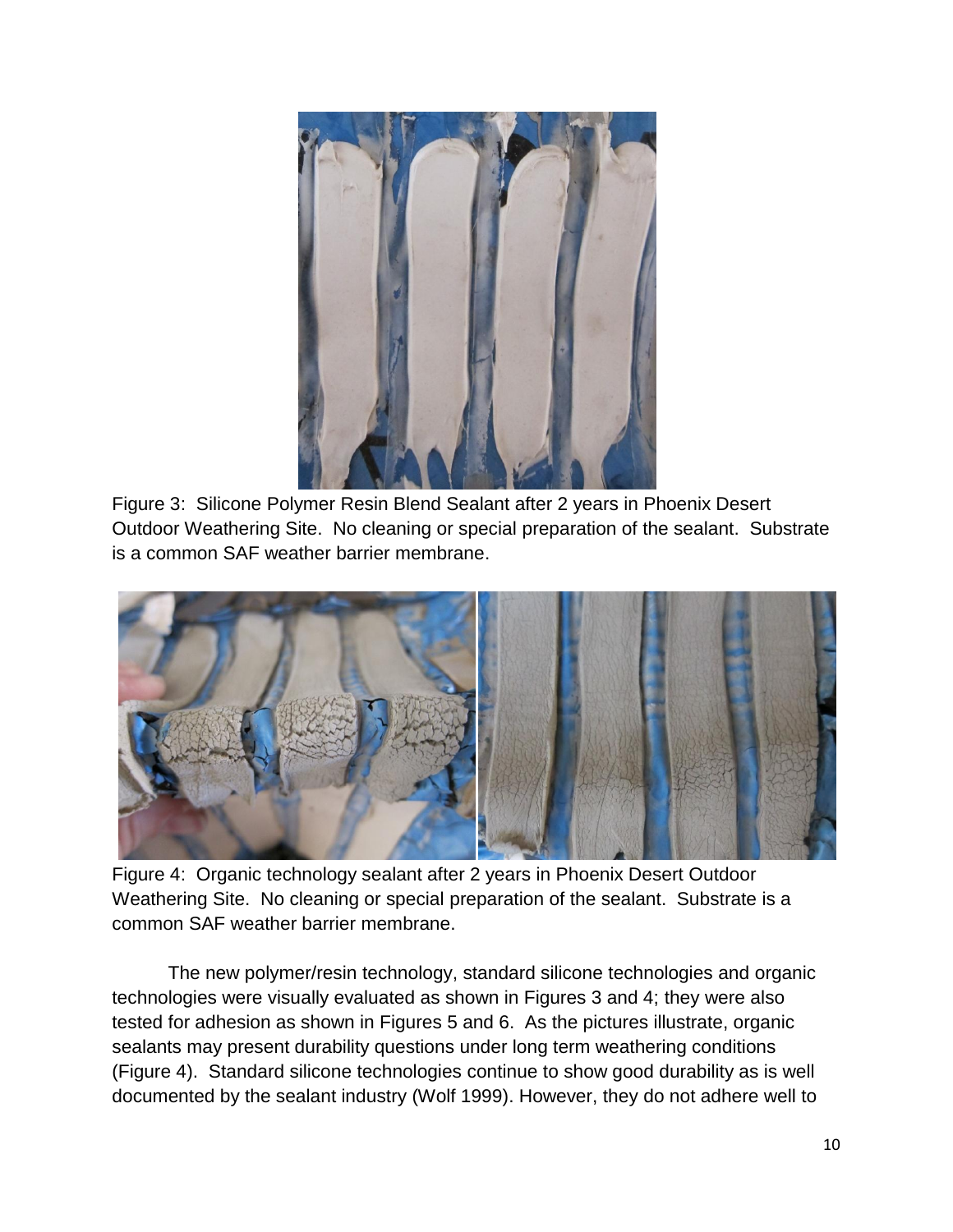Figure 3: Silicone Polymer Resin Blend Sealant after 2 years in Phoenix Desert Outdoor Weathering Site. No cleaning or special preparation of the sealant. Substrate is a common SAF weather barrier membrane.

Figure 4: Organic technology sealant after 2 years in Phoenix Desert Outdoor Weathering Site. No cleaning or special preparation of the sealant. Substrate is a common SAF weather barrier membrane.

The new polymer/resin technology, standard silicone technologies and organic technologies were visually evaluated as shown in Figures 3 and 4; they were also tested for adhesion as shown in Figures 5 and 6. As the pictures illustrate, organic sealants may present durability questions under long term weathering conditions (Figure 4). Standard silicone technologies continue to show good durability as is well documented by the sealant industry (Wolf 1999). However, they do not adhere well to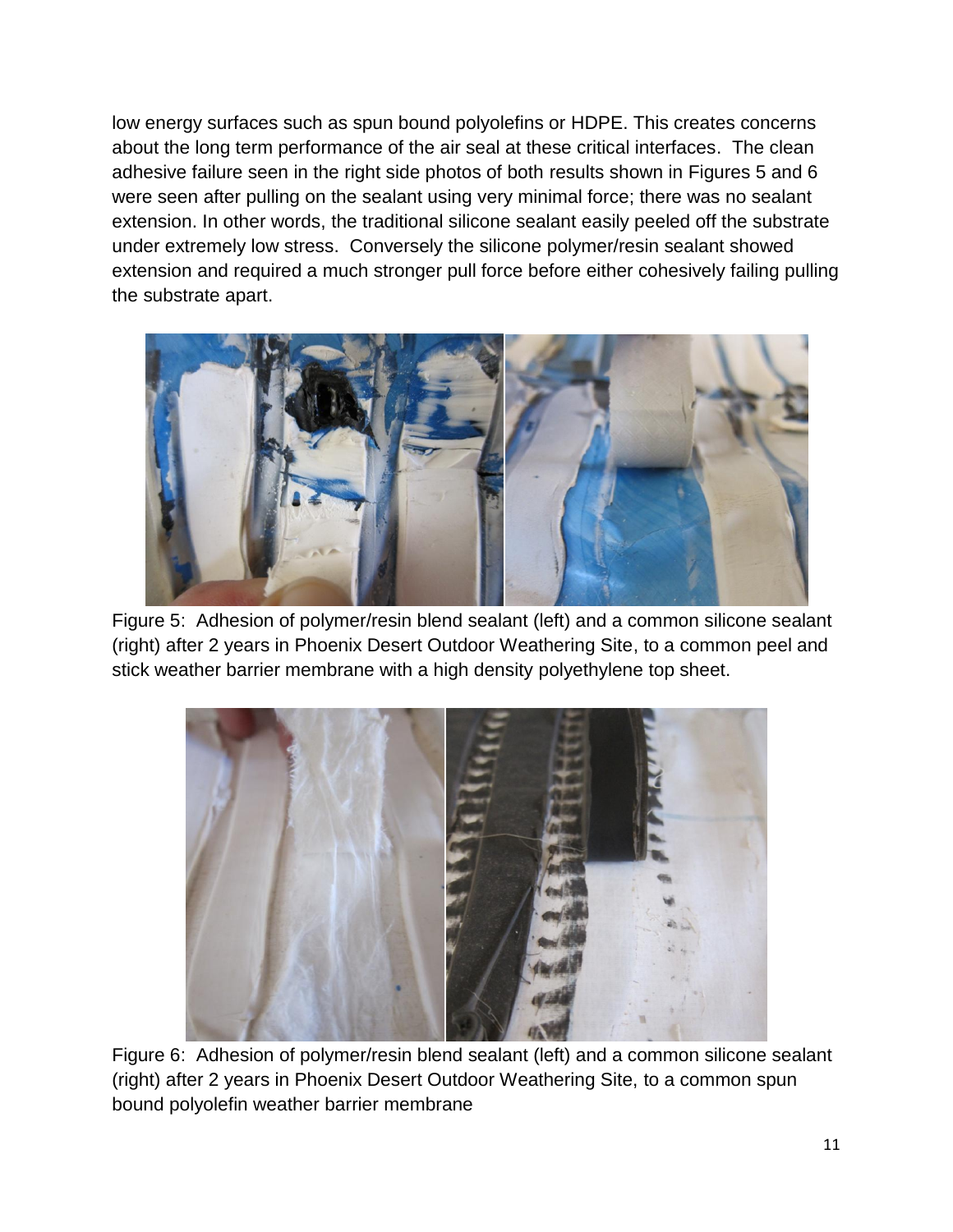low energy surfaces such as spun bound polyolefins or HDPE. This creates concerns about the long term performance of the air seal at these critical interfaces. The clean adhesive failure seen in the right side photos of both results shown in Figures 5 and 6 were seen after pulling on the sealant using very minimal force; there was no sealant extension. In other words, the traditional silicone sealant easily peeled off the substrate under extremely low stress. Conversely the silicone polymer/resin sealant showed extension and required a much stronger pull force before either cohesively failing pulling the substrate apart.

Figure 5: Adhesion of polymer/resin blend sealant (left) and a common silicone sealant (right) after 2 years in Phoenix Desert Outdoor Weathering Site, to a common peel and stick weather barrier membrane with a high density polyethylene top sheet.

Figure 6: Adhesion of polymer/resin blend sealant (left) and a common silicone sealant (right) after 2 years in Phoenix Desert Outdoor Weathering Site, to a common spun bound polyolefin weather barrier membrane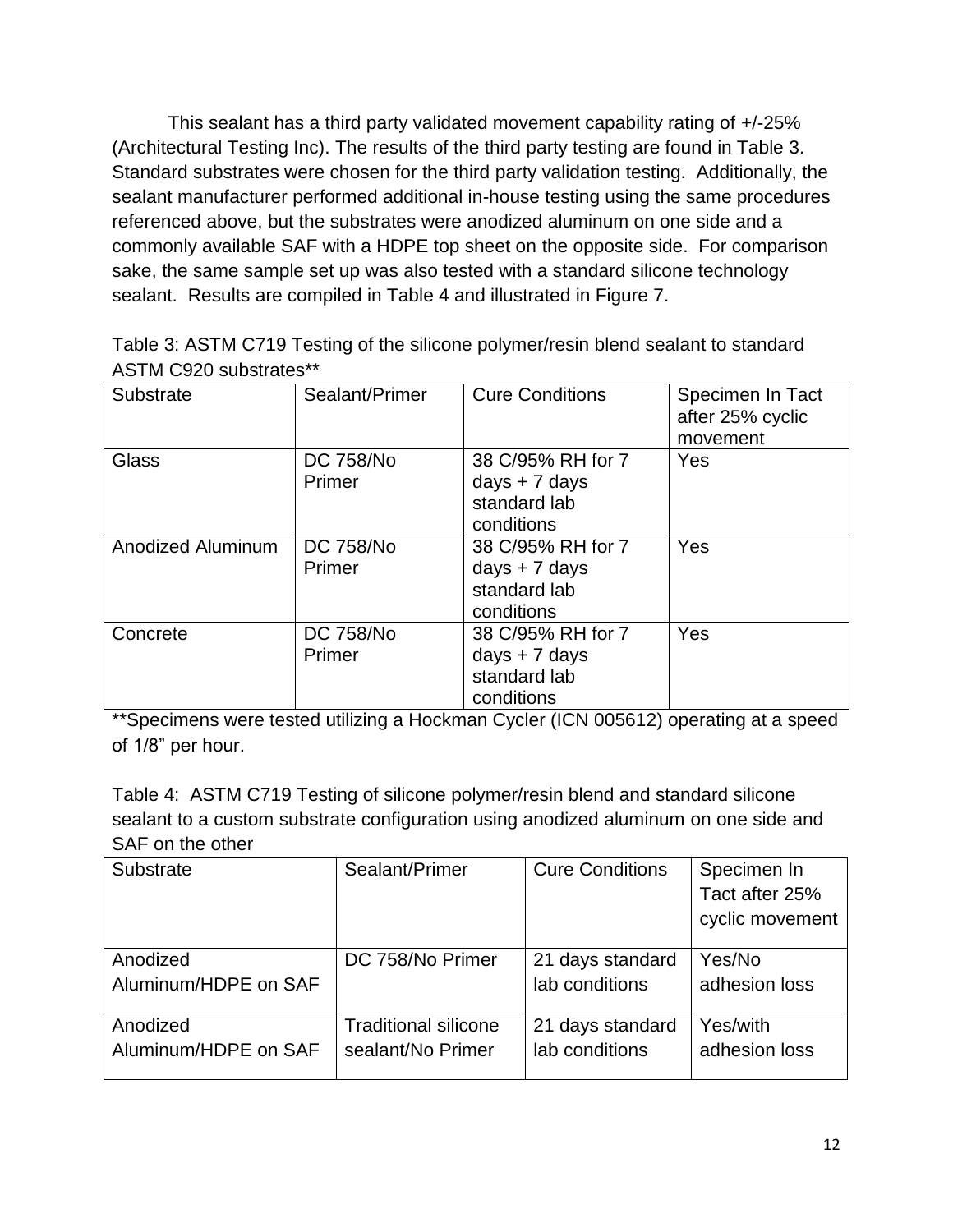This sealant has a third party validated movement capability rating of +/-25% (Architectural Testing Inc). The results of the third party testing are found in Table 3. Standard substrates were chosen for the third party validation testing. Additionally, the sealant manufacturer performed additional in-house testing using the same procedures referenced above, but the substrates were anodized aluminum on one side and a commonly available SAF with a HDPE top sheet on the opposite side. For comparison sake, the same sample set up was also tested with a standard silicone technology sealant. Results are compiled in Table 4 and illustrated in Figure 7.

Table 3: ASTM C719 Testing of the silicone polymer/resin blend sealant to standard ASTM C920 substrates**

| Substrate | Sealant/Primer | Cure Conditions | Specimen In Tact after 25% cyclic movement |
|---|---|---|---|
| Glass | DC 758/No Primer | 38 C/95% RH for 7 days + 7 days standard lab conditions | Yes |
| Anodized Aluminum | DC 758/No Primer | 38 C/95% RH for 7 days + 7 days standard lab conditions | Yes |
| Concrete | DC 758/No Primer | 38 C/95% RH for 7 days + 7 days standard lab conditions | Yes |

**Specimens were tested utilizing a Hockman Cycler (ICN 005612) operating at a speed of 1/8" per hour.

Table 4: ASTM C719 Testing of silicone polymer/resin blend and standard silicone sealant to a custom substrate configuration using anodized aluminum on one side and SAF on the other

| Substrate | Sealant/Primer | Cure Conditions | Specimen In Tact after 25% cyclic movement |
|---|---|---|---|
| Anodized Aluminum/HDPE on SAF | DC 758/No Primer | 21 days standard lab conditions | Yes/No adhesion loss |
| Anodized Aluminum/HDPE on SAF | Traditional silicone sealant/No Primer | 21 days standard lab conditions | Yes/with adhesion loss |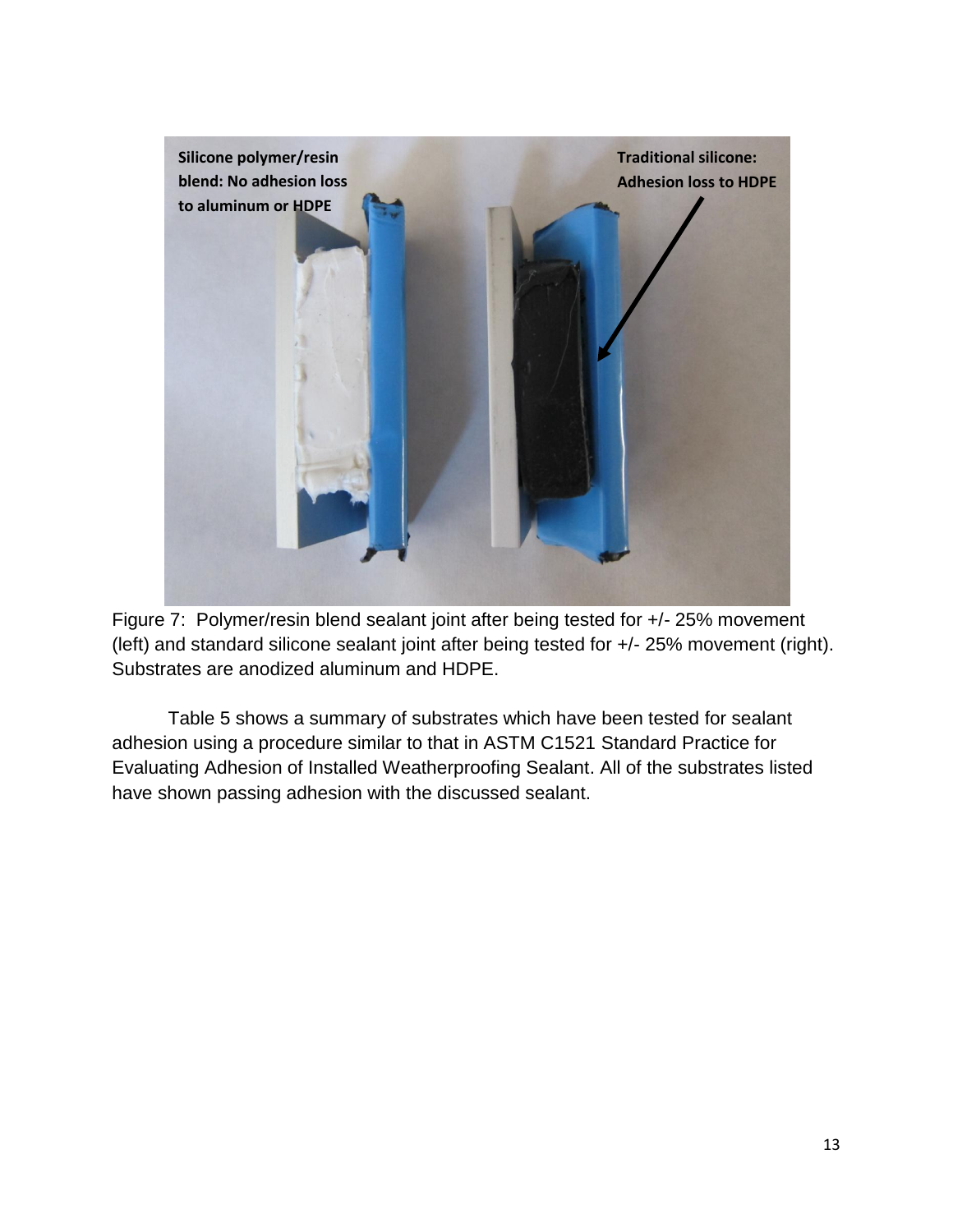Figure 7: Polymer/resin blend sealant joint after being tested for +/- 25% movement (left) and standard silicone sealant joint after being tested for +/- 25% movement (right). Substrates are anodized aluminum and HDPE.

Table 5 shows a summary of substrates which have been tested for sealant adhesion using a procedure similar to that in ASTM C1521 Standard Practice for Evaluating Adhesion of Installed Weatherproofing Sealant. All of the substrates listed have shown passing adhesion with the discussed sealant.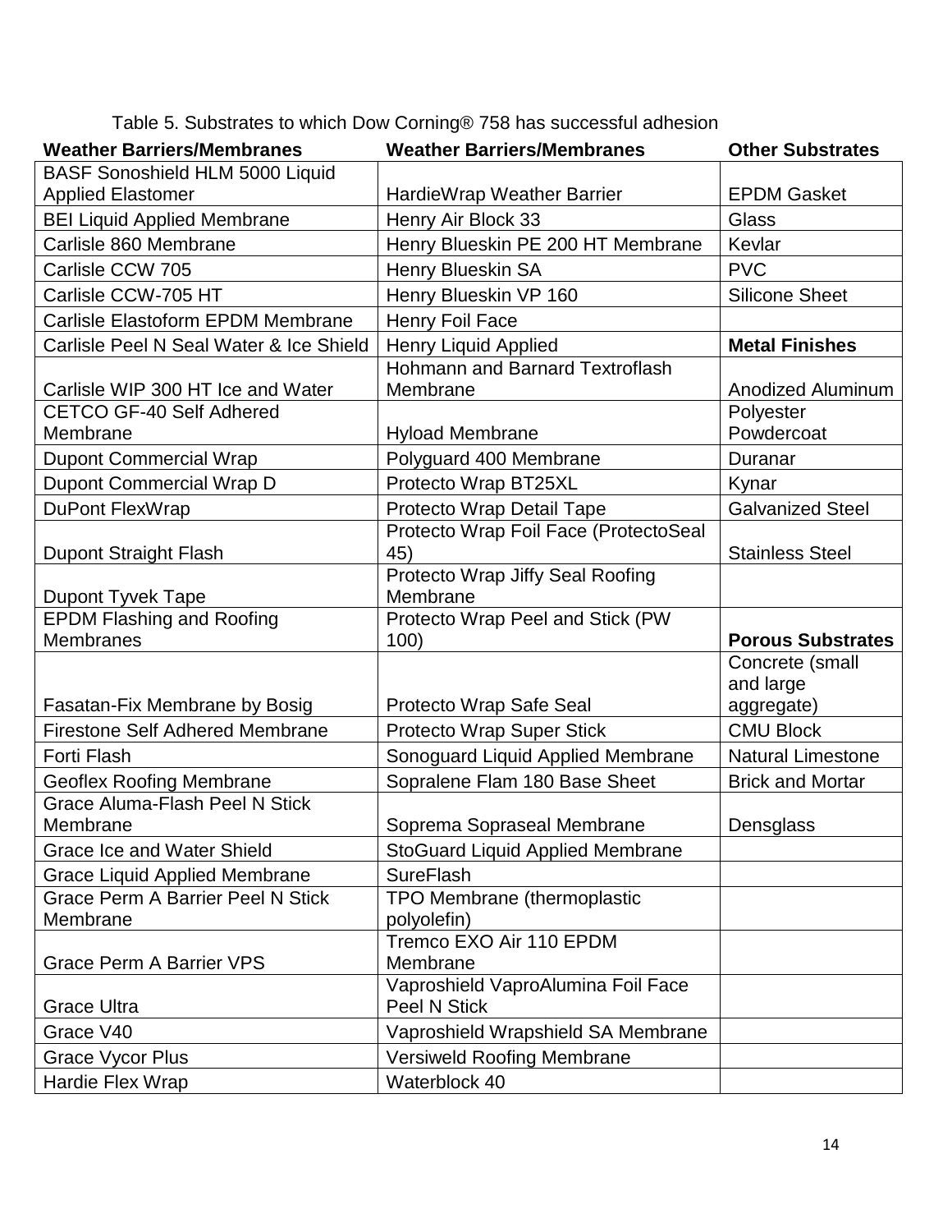Table 5. Substrates to which Dow Corning® 758 has successful adhesion

| Weather Barriers/Membranes | Weather Barriers/Membranes | Other Substrates |
|---|---|---|
| BASF Sonoshield HLM 5000 Liquid Applied Elastomer | HardieWrap Weather Barrier | EPDM Gasket |
| BEI Liquid Applied Membrane | Henry Air Block 33 | Glass |
| Carlisle 860 Membrane | Henry Blueskin PE 200 HT Membrane | Kevlar |
| Carlisle CCW 705 | Henry Blueskin SA | PVC |
| Carlisle CCW-705 HT | Henry Blueskin VP 160 | Silicone Sheet |
| Carlisle Elastoform EPDM Membrane | Henry Foil Face | |
| Carlisle Peel N Seal Water & Ice Shield | Henry Liquid Applied | **Metal Finishes** |
| Carlisle WIP 300 HT Ice and Water | Hohmann and Barnard Textroflash Membrane | Anodized Aluminum |
| CETCO GF-40 Self Adhered Membrane | Hyload Membrane | Polyester Powdercoat |
| Dupont Commercial Wrap | Polyguard 400 Membrane | Duranar |
| Dupont Commercial Wrap D | Protecto Wrap BT25XL | Kynar |
| DuPont FlexWrap | Protecto Wrap Detail Tape | Galvanized Steel |
| Dupont Straight Flash | Protecto Wrap Foil Face (ProtectoSeal 45) | Stainless Steel |
| Dupont Tyvek Tape | Protecto Wrap Jiffy Seal Roofing Membrane | |
| EPDM Flashing and Roofing Membranes | Protecto Wrap Peel and Stick (PW 100) | **Porous Substrates** |
| Fasatan-Fix Membrane by Bosig | Protecto Wrap Safe Seal | Concrete (small and large aggregate) |
| Firestone Self Adhered Membrane | Protecto Wrap Super Stick | CMU Block |
| Forti Flash | Sonoguard Liquid Applied Membrane | Natural Limestone |
| Geoflex Roofing Membrane | Sopralene Flam 180 Base Sheet | Brick and Mortar |
| Grace Aluma-Flash Peel N Stick Membrane | Soprema Sopraseal Membrane | Densglass |
| Grace Ice and Water Shield | StoGuard Liquid Applied Membrane | |
| Grace Liquid Applied Membrane | SureFlash | |
| Grace Perm A Barrier Peel N Stick Membrane | TPO Membrane (thermoplastic polyolefin) | |
| Grace Perm A Barrier VPS | Tremco EXO Air 110 EPDM Membrane | |
| Grace Ultra | Vaproshield VaproAlumina Foil Face Peel N Stick | |
| Grace V40 | Vaproshield Wrapshield SA Membrane | |
| Grace Vycor Plus | Versiweld Roofing Membrane | |
| Hardie Flex Wrap | Waterblock 40 | |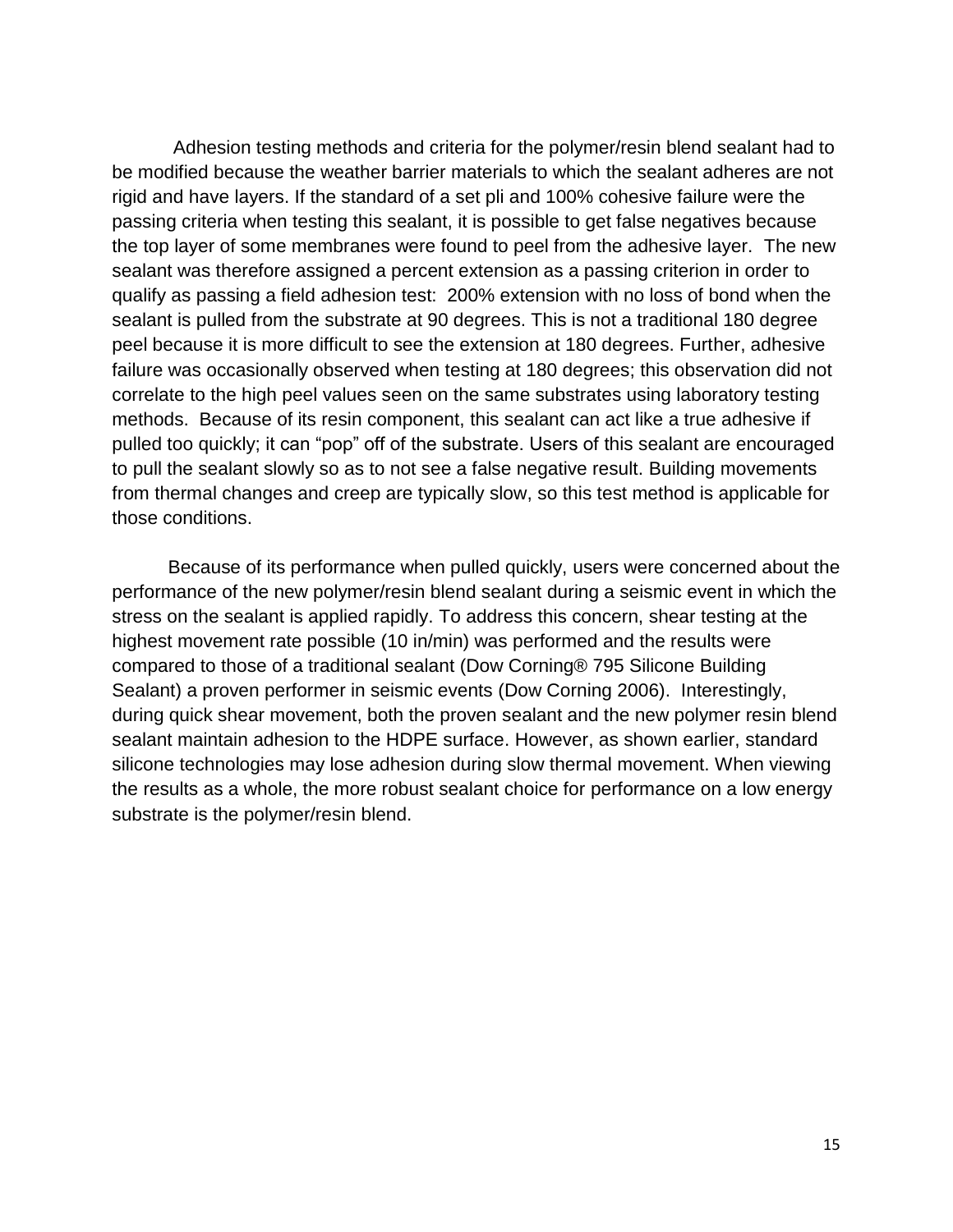Adhesion testing methods and criteria for the polymer/resin blend sealant had to be modified because the weather barrier materials to which the sealant adheres are not rigid and have layers. If the standard of a set pli and 100% cohesive failure were the passing criteria when testing this sealant, it is possible to get false negatives because the top layer of some membranes were found to peel from the adhesive layer. The new sealant was therefore assigned a percent extension as a passing criterion in order to qualify as passing a field adhesion test: 200% extension with no loss of bond when the sealant is pulled from the substrate at 90 degrees. This is not a traditional 180 degree peel because it is more difficult to see the extension at 180 degrees. Further, adhesive failure was occasionally observed when testing at 180 degrees; this observation did not correlate to the high peel values seen on the same substrates using laboratory testing methods. Because of its resin component, this sealant can act like a true adhesive if pulled too quickly; it can "pop" off of the substrate. Users of this sealant are encouraged to pull the sealant slowly so as to not see a false negative result. Building movements from thermal changes and creep are typically slow, so this test method is applicable for those conditions.

Because of its performance when pulled quickly, users were concerned about the performance of the new polymer/resin blend sealant during a seismic event in which the stress on the sealant is applied rapidly. To address this concern, shear testing at the highest movement rate possible (10 in/min) was performed and the results were compared to those of a traditional sealant (Dow Corning® 795 Silicone Building Sealant) a proven performer in seismic events (Dow Corning 2006). Interestingly, during quick shear movement, both the proven sealant and the new polymer resin blend sealant maintain adhesion to the HDPE surface. However, as shown earlier, standard silicone technologies may lose adhesion during slow thermal movement. When viewing the results as a whole, the more robust sealant choice for performance on a low energy substrate is the polymer/resin blend.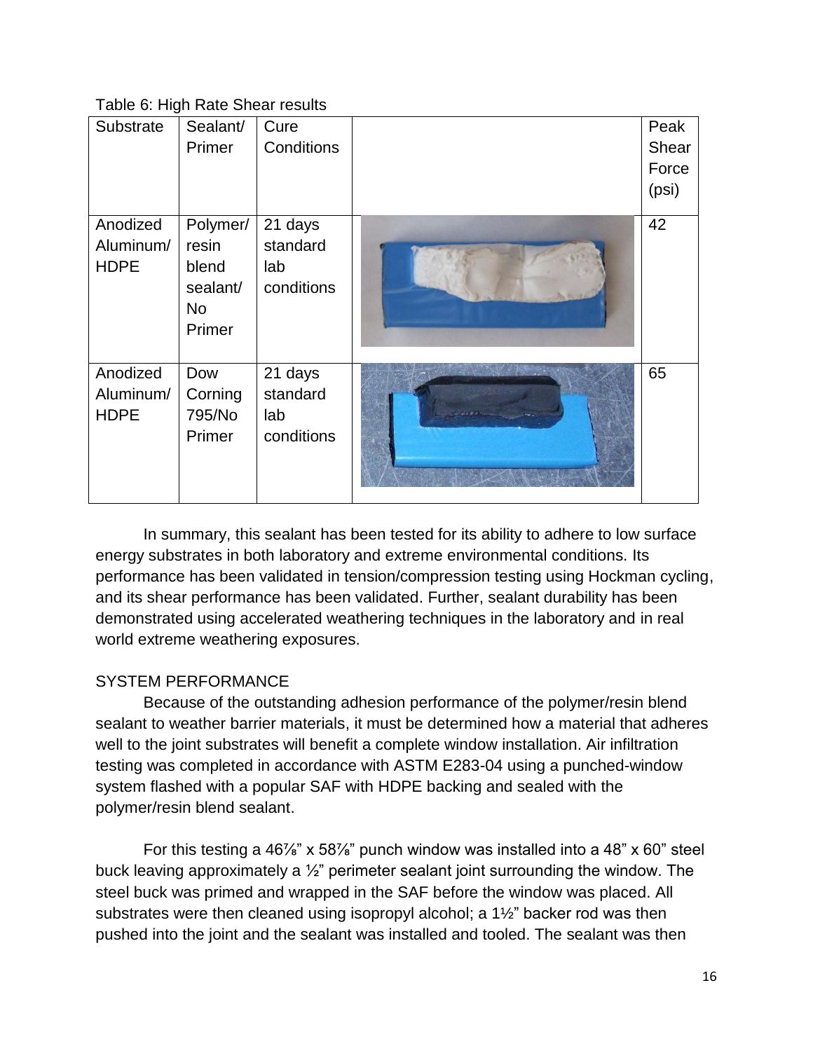Table 6: High Rate Shear results

| Substrate | Sealant/ Primer | Cure Conditions | | Peak Shear Force (psi) |
|---|---|---|---|---|
| Anodized Aluminum/ HDPE | Polymer/ resin blend sealant/ No Primer | 21 days standard lab conditions | | 42 |
| Anodized Aluminum/ HDPE | Dow Corning 795/No Primer | 21 days standard lab conditions | | 65 |

In summary, this sealant has been tested for its ability to adhere to low surface energy substrates in both laboratory and extreme environmental conditions. Its performance has been validated in tension/compression testing using Hockman cycling, and its shear performance has been validated. Further, sealant durability has been demonstrated using accelerated weathering techniques in the laboratory and in real world extreme weathering exposures.

## SYSTEM PERFORMANCE

Because of the outstanding adhesion performance of the polymer/resin blend sealant to weather barrier materials, it must be determined how a material that adheres well to the joint substrates will benefit a complete window installation. Air infiltration testing was completed in accordance with ASTM E283-04 using a punched-window system flashed with a popular SAF with HDPE backing and sealed with the polymer/resin blend sealant.

For this testing a 46⅞" x 58⅞" punch window was installed into a 48" x 60" steel buck leaving approximately a ½" perimeter sealant joint surrounding the window. The steel buck was primed and wrapped in the SAF before the window was placed. All substrates were then cleaned using isopropyl alcohol; a 1½" backer rod was then pushed into the joint and the sealant was installed and tooled. The sealant was then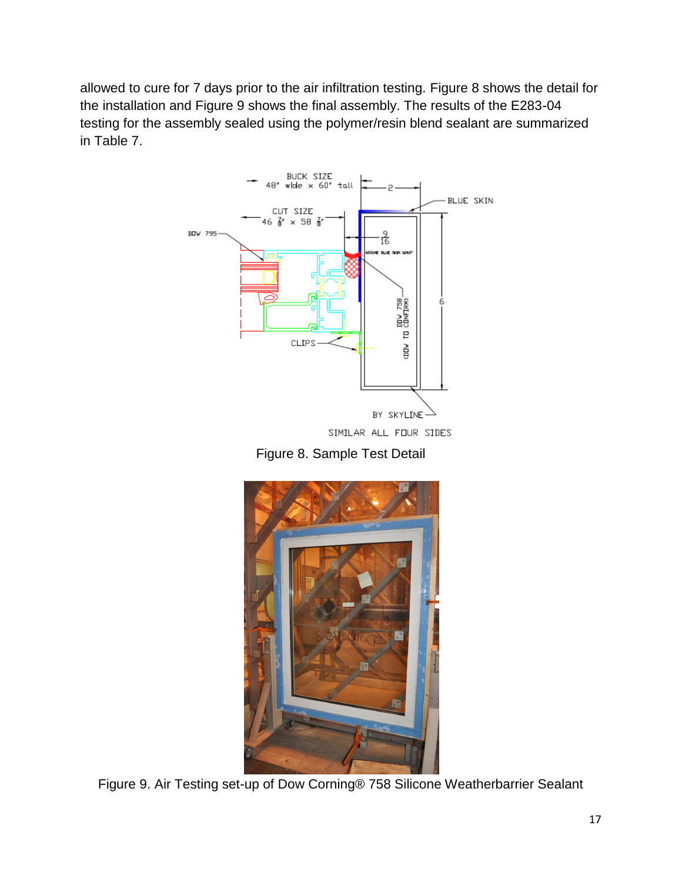allowed to cure for 7 days prior to the air infiltration testing. Figure 8 shows the detail for the installation and Figure 9 shows the final assembly. The results of the E283-04 testing for the assembly sealed using the polymer/resin blend sealant are summarized in Table 7.

Figure 8. Sample Test Detail

Figure 9. Air Testing set-up of Dow Corning® 758 Silicone Weatherbarrier Sealant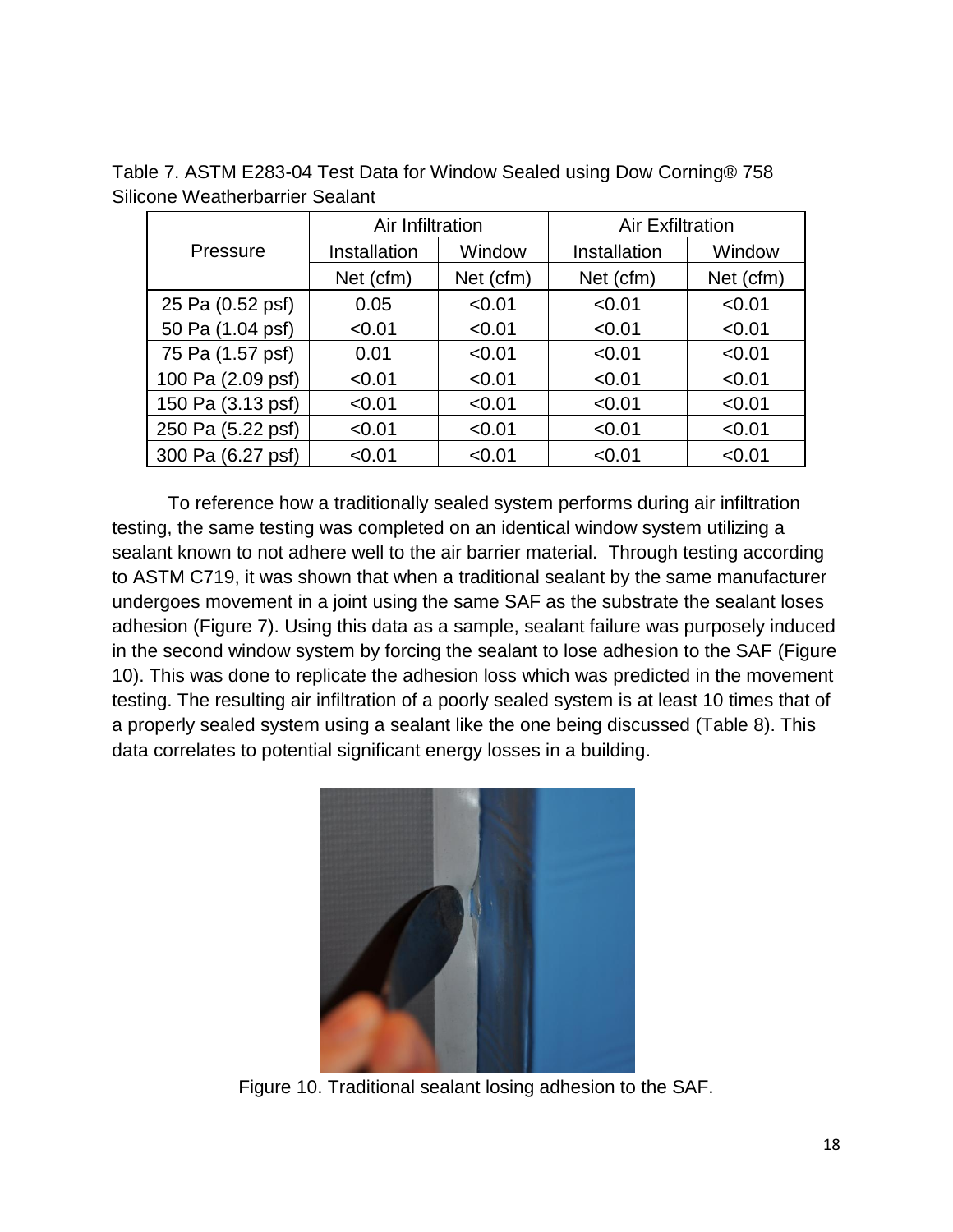Table 7. ASTM E283-04 Test Data for Window Sealed using Dow Corning® 758 Silicone Weatherbarrier Sealant

| Pressure | Air Infiltration | | Air Exfiltration | |
|---|---|---|---|---|
| | Installation | Window | Installation | Window |
| | Net (cfm) | Net (cfm) | Net (cfm) | Net (cfm) |
| 25 Pa (0.52 psf) | 0.05 | <0.01 | <0.01 | <0.01 |
| 50 Pa (1.04 psf) | <0.01 | <0.01 | <0.01 | <0.01 |
| 75 Pa (1.57 psf) | 0.01 | <0.01 | <0.01 | <0.01 |
| 100 Pa (2.09 psf) | <0.01 | <0.01 | <0.01 | <0.01 |
| 150 Pa (3.13 psf) | <0.01 | <0.01 | <0.01 | <0.01 |
| 250 Pa (5.22 psf) | <0.01 | <0.01 | <0.01 | <0.01 |
| 300 Pa (6.27 psf) | <0.01 | <0.01 | <0.01 | <0.01 |

To reference how a traditionally sealed system performs during air infiltration testing, the same testing was completed on an identical window system utilizing a sealant known to not adhere well to the air barrier material. Through testing according to ASTM C719, it was shown that when a traditional sealant by the same manufacturer undergoes movement in a joint using the same SAF as the substrate the sealant loses adhesion (Figure 7). Using this data as a sample, sealant failure was purposely induced in the second window system by forcing the sealant to lose adhesion to the SAF (Figure 10). This was done to replicate the adhesion loss which was predicted in the movement testing. The resulting air infiltration of a poorly sealed system is at least 10 times that of a properly sealed system using a sealant like the one being discussed (Table 8). This data correlates to potential significant energy losses in a building.

Figure 10. Traditional sealant losing adhesion to the SAF.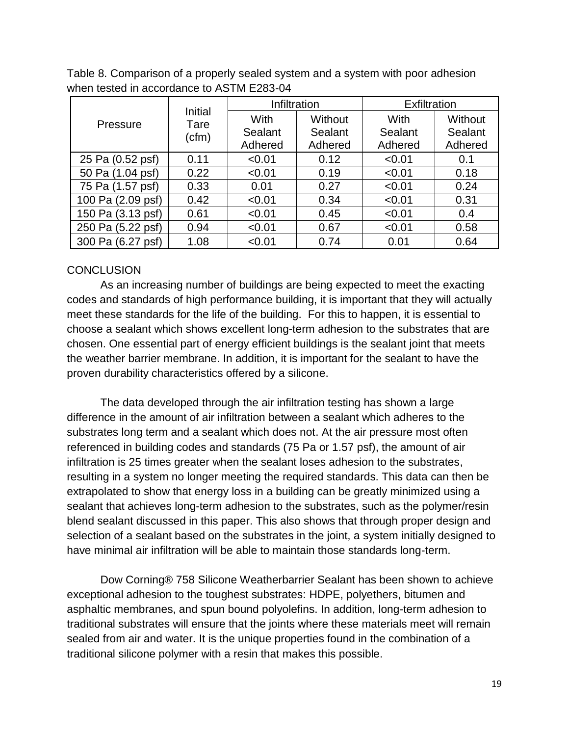Table 8. Comparison of a properly sealed system and a system with poor adhesion when tested in accordance to ASTM E283-04

| Pressure | Initial Tare (cfm) | Infiltration | | Exfiltration | |
|---|---|---|---|---|---|
| | | With Sealant Adhered | Without Sealant Adhered | With Sealant Adhered | Without Sealant Adhered |
| 25 Pa (0.52 psf) | 0.11 | <0.01 | 0.12 | <0.01 | 0.1 |
| 50 Pa (1.04 psf) | 0.22 | <0.01 | 0.19 | <0.01 | 0.18 |
| 75 Pa (1.57 psf) | 0.33 | 0.01 | 0.27 | <0.01 | 0.24 |
| 100 Pa (2.09 psf) | 0.42 | <0.01 | 0.34 | <0.01 | 0.31 |
| 150 Pa (3.13 psf) | 0.61 | <0.01 | 0.45 | <0.01 | 0.4 |
| 250 Pa (5.22 psf) | 0.94 | <0.01 | 0.67 | <0.01 | 0.58 |
| 300 Pa (6.27 psf) | 1.08 | <0.01 | 0.74 | 0.01 | 0.64 |

## CONCLUSION

As an increasing number of buildings are being expected to meet the exacting codes and standards of high performance building, it is important that they will actually meet these standards for the life of the building. For this to happen, it is essential to choose a sealant which shows excellent long-term adhesion to the substrates that are chosen. One essential part of energy efficient buildings is the sealant joint that meets the weather barrier membrane. In addition, it is important for the sealant to have the proven durability characteristics offered by a silicone.

The data developed through the air infiltration testing has shown a large difference in the amount of air infiltration between a sealant which adheres to the substrates long term and a sealant which does not. At the air pressure most often referenced in building codes and standards (75 Pa or 1.57 psf), the amount of air infiltration is 25 times greater when the sealant loses adhesion to the substrates, resulting in a system no longer meeting the required standards. This data can then be extrapolated to show that energy loss in a building can be greatly minimized using a sealant that achieves long-term adhesion to the substrates, such as the polymer/resin blend sealant discussed in this paper. This also shows that through proper design and selection of a sealant based on the substrates in the joint, a system initially designed to have minimal air infiltration will be able to maintain those standards long-term.

Dow Corning® 758 Silicone Weatherbarrier Sealant has been shown to achieve exceptional adhesion to the toughest substrates: HDPE, polyethers, bitumen and asphaltic membranes, and spun bound polyolefins. In addition, long-term adhesion to traditional substrates will ensure that the joints where these materials meet will remain sealed from air and water. It is the unique properties found in the combination of a traditional silicone polymer with a resin that makes this possible.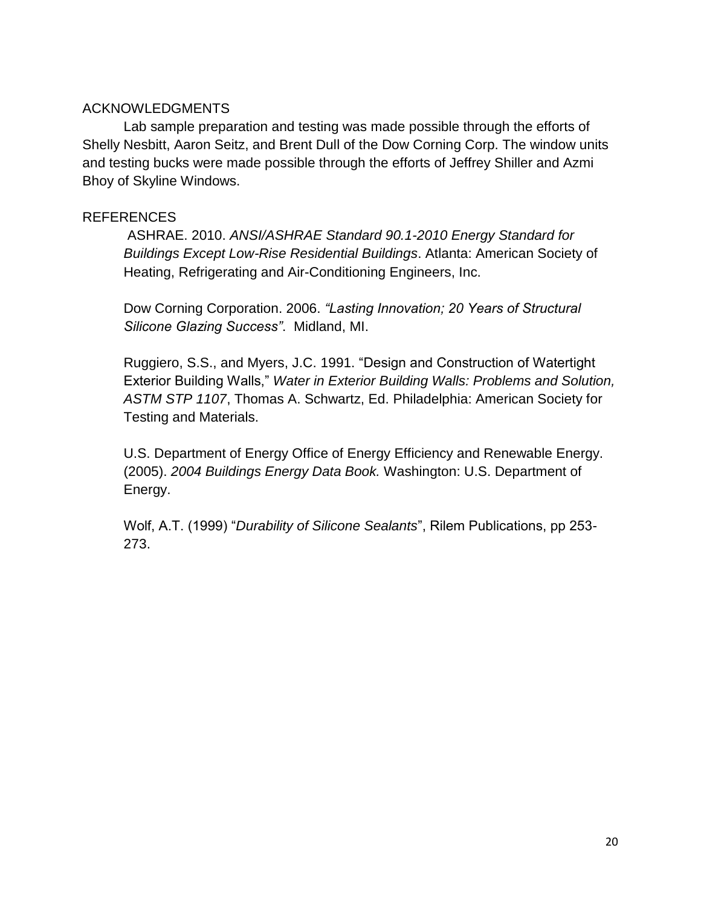## ACKNOWLEDGMENTS

Lab sample preparation and testing was made possible through the efforts of Shelly Nesbitt, Aaron Seitz, and Brent Dull of the Dow Corning Corp. The window units and testing bucks were made possible through the efforts of Jeffrey Shiller and Azmi Bhoy of Skyline Windows.

## REFERENCES

ASHRAE. 2010. *ANSI/ASHRAE Standard 90.1-2010 Energy Standard for Buildings Except Low-Rise Residential Buildings*. Atlanta: American Society of Heating, Refrigerating and Air-Conditioning Engineers, Inc.

Dow Corning Corporation. 2006. *"Lasting Innovation; 20 Years of Structural Silicone Glazing Success"*. Midland, MI.

Ruggiero, S.S., and Myers, J.C. 1991. "Design and Construction of Watertight Exterior Building Walls," *Water in Exterior Building Walls: Problems and Solution, ASTM STP 1107*, Thomas A. Schwartz, Ed. Philadelphia: American Society for Testing and Materials.

U.S. Department of Energy Office of Energy Efficiency and Renewable Energy. (2005). *2004 Buildings Energy Data Book.* Washington: U.S. Department of Energy.

Wolf, A.T. (1999) "*Durability of Silicone Sealants*", Rilem Publications, pp 253-273.